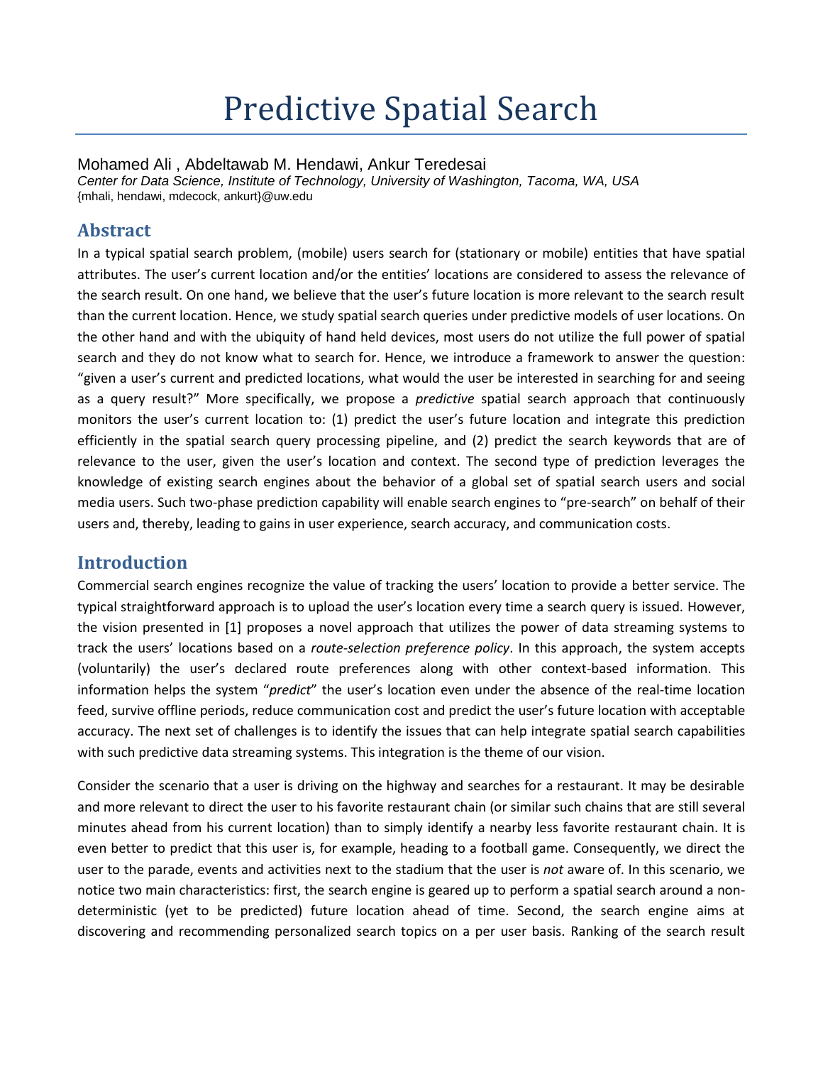# Predictive Spatial Search

Mohamed Ali , Abdeltawab M. Hendawi, Ankur Teredesai

*Center for Data Science, Institute of Technology, University of Washington, Tacoma, WA, USA*

{mhali, hendawi, mdecock, ankurt}@uw.edu

## Abstract

In a typical spatial search problem, (mobile) users search for (stationary or mobile) entities that have spatial attributes. The user's current location and/or the entities' locations are considered to assess the relevance of the search result. On one hand, we believe that the user's future location is more relevant to the search result than the current location. Hence, we study spatial search queries under predictive models of user locations. On the other hand and with the ubiquity of hand held devices, most users do not utilize the full power of spatial search and they do not know what to search for. Hence, we introduce a framework to answer the question: "given a user's current and predicted locations, what would the user be interested in searching for and seeing as a query result?" More specifically, we propose a *predictive* spatial search approach that continuously monitors the user's current location to: (1) predict the user's future location and integrate this prediction efficiently in the spatial search query processing pipeline, and (2) predict the search keywords that are of relevance to the user, given the user's location and context. The second type of prediction leverages the knowledge of existing search engines about the behavior of a global set of spatial search users and social media users. Such two-phase prediction capability will enable search engines to "pre-search" on behalf of their users and, thereby, leading to gains in user experience, search accuracy, and communication costs.

## Introduction

Commercial search engines recognize the value of tracking the users' location to provide a better service. The typical straightforward approach is to upload the user's location every time a search query is issued. However, the vision presented in [1] proposes a novel approach that utilizes the power of data streaming systems to track the users' locations based on a *route-selection preference policy*. In this approach, the system accepts (voluntarily) the user's declared route preferences along with other context-based information. This information helps the system "*predict*" the user's location even under the absence of the real-time location feed, survive offline periods, reduce communication cost and predict the user's future location with acceptable accuracy. The next set of challenges is to identify the issues that can help integrate spatial search capabilities with such predictive data streaming systems. This integration is the theme of our vision.

Consider the scenario that a user is driving on the highway and searches for a restaurant. It may be desirable and more relevant to direct the user to his favorite restaurant chain (or similar such chains that are still several minutes ahead from his current location) than to simply identify a nearby less favorite restaurant chain. It is even better to predict that this user is, for example, heading to a football game. Consequently, we direct the user to the parade, events and activities next to the stadium that the user is *not* aware of. In this scenario, we notice two main characteristics: first, the search engine is geared up to perform a spatial search around a non-deterministic (yet to be predicted) future location ahead of time. Second, the search engine aims at discovering and recommending personalized search topics on a per user basis. Ranking of the search result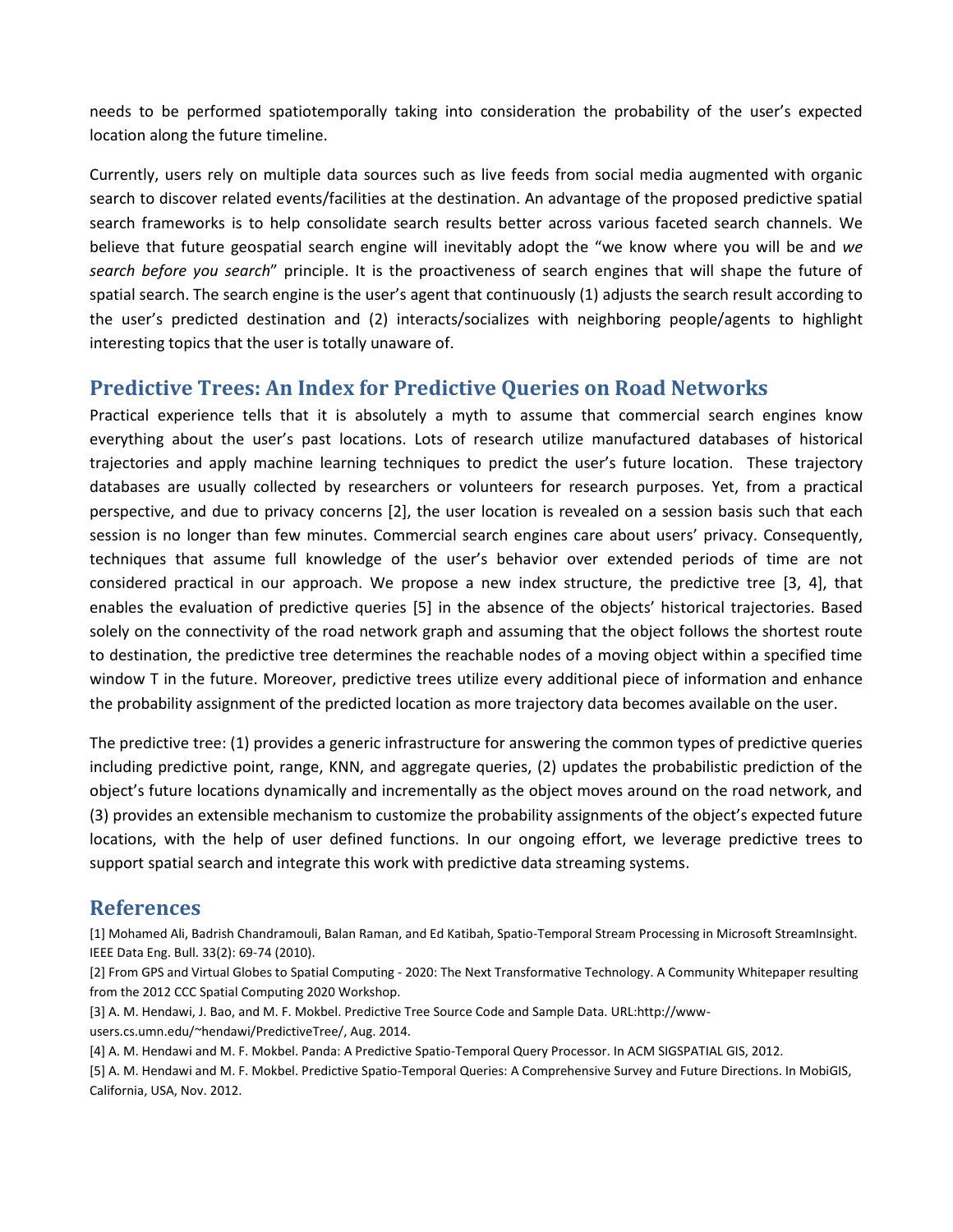needs to be performed spatiotemporally taking into consideration the probability of the user's expected location along the future timeline.

Currently, users rely on multiple data sources such as live feeds from social media augmented with organic search to discover related events/facilities at the destination. An advantage of the proposed predictive spatial search frameworks is to help consolidate search results better across various faceted search channels. We believe that future geospatial search engine will inevitably adopt the "we know where you will be and *we search before you search*" principle. It is the proactiveness of search engines that will shape the future of spatial search. The search engine is the user's agent that continuously (1) adjusts the search result according to the user's predicted destination and (2) interacts/socializes with neighboring people/agents to highlight interesting topics that the user is totally unaware of.

## Predictive Trees: An Index for Predictive Queries on Road Networks

Practical experience tells that it is absolutely a myth to assume that commercial search engines know everything about the user's past locations. Lots of research utilize manufactured databases of historical trajectories and apply machine learning techniques to predict the user's future location. These trajectory databases are usually collected by researchers or volunteers for research purposes. Yet, from a practical perspective, and due to privacy concerns [2], the user location is revealed on a session basis such that each session is no longer than few minutes. Commercial search engines care about users' privacy. Consequently, techniques that assume full knowledge of the user's behavior over extended periods of time are not considered practical in our approach. We propose a new index structure, the predictive tree [3, 4], that enables the evaluation of predictive queries [5] in the absence of the objects' historical trajectories. Based solely on the connectivity of the road network graph and assuming that the object follows the shortest route to destination, the predictive tree determines the reachable nodes of a moving object within a specified time window T in the future. Moreover, predictive trees utilize every additional piece of information and enhance the probability assignment of the predicted location as more trajectory data becomes available on the user.

The predictive tree: (1) provides a generic infrastructure for answering the common types of predictive queries including predictive point, range, KNN, and aggregate queries, (2) updates the probabilistic prediction of the object's future locations dynamically and incrementally as the object moves around on the road network, and (3) provides an extensible mechanism to customize the probability assignments of the object's expected future locations, with the help of user defined functions. In our ongoing effort, we leverage predictive trees to support spatial search and integrate this work with predictive data streaming systems.

## References

[1] Mohamed Ali, Badrish Chandramouli, Balan Raman, and Ed Katibah, Spatio-Temporal Stream Processing in Microsoft StreamInsight. IEEE Data Eng. Bull. 33(2): 69-74 (2010).

[2] From GPS and Virtual Globes to Spatial Computing - 2020: The Next Transformative Technology. A Community Whitepaper resulting from the 2012 CCC Spatial Computing 2020 Workshop.

[3] A. M. Hendawi, J. Bao, and M. F. Mokbel. Predictive Tree Source Code and Sample Data. URL:http://www-users.cs.umn.edu/~hendawi/PredictiveTree/, Aug. 2014.

[4] A. M. Hendawi and M. F. Mokbel. Panda: A Predictive Spatio-Temporal Query Processor. In ACM SIGSPATIAL GIS, 2012.

[5] A. M. Hendawi and M. F. Mokbel. Predictive Spatio-Temporal Queries: A Comprehensive Survey and Future Directions. In MobiGIS, California, USA, Nov. 2012.